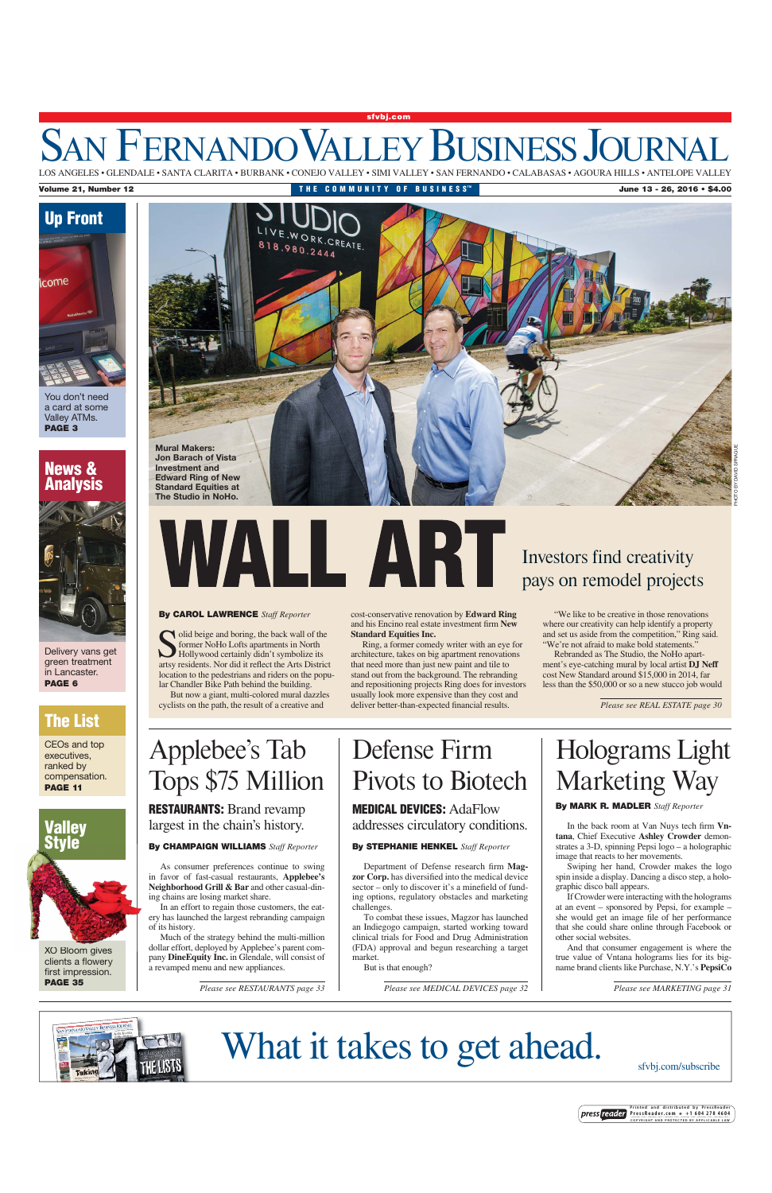sfvbj.com

# SAN FERNANDO VALLEY BUSINESS JOURNAL

LOS ANGELES • GLENDALE • SANTA CLARITA • BURBANK • CONEJO VALLEY • SIMI VALLEY • SAN FERNANDO • CALABASAS • AGOURA HILLS • ANTELOPE VALLEY

Volume 21, Number 12 | THE COMMUNITY OF BUSINESS™ | June 13 - 26, 2016 • $4.00

## Up Front

You don't need a card at some Valley ATMs. **PAGE 3**

## News & Analysis

Delivery vans get green treatment in Lancaster. **PAGE 6**

## The List

CEOs and top executives, ranked by compensation. **PAGE 11**

## Valley Style

XO Bloom gives clients a flowery first impression. **PAGE 35**

**Mural Makers:** Jon Barach of Vista Investment and Edward Ring of New Standard Equities at The Studio in NoHo.

PHOTO BY DAVID SPRAGUE

# WALL ART

## Investors find creativity pays on remodel projects

**By CAROL LAWRENCE** *Staff Reporter*

Solid beige and boring, the back wall of the former NoHo Lofts apartments in North Hollywood certainly didn't symbolize its artsy residents. Nor did it reflect the Arts District location to the pedestrians and riders on the popular Chandler Bike Path behind the building.

But now a giant, multi-colored mural dazzles cyclists on the path, the result of a creative and cost-conservative renovation by **Edward Ring** and his Encino real estate investment firm **New Standard Equities Inc.**

Ring, a former comedy writer with an eye for architecture, takes on big apartment renovations that need more than just new paint and tile to stand out from the background. The rebranding and repositioning projects Ring does for investors usually look more expensive than they cost and deliver better-than-expected financial results.

"We like to be creative in those renovations where our creativity can help identify a property and set us aside from the competition," Ring said. "We're not afraid to make bold statements."

Rebranded as The Studio, the NoHo apartment's eye-catching mural by local artist **DJ Neff** cost New Standard around $15,000 in 2014, far less than the $50,000 or so a new stucco job would

*Please see REAL ESTATE page 30*

# Applebee's Tab Tops $75 Million

**RESTAURANTS:** Brand revamp largest in the chain's history.

**By CHAMPAIGN WILLIAMS** *Staff Reporter*

As consumer preferences continue to swing in favor of fast-casual restaurants, **Applebee's Neighborhood Grill & Bar** and other casual-dining chains are losing market share.

In an effort to regain those customers, the eatery has launched the largest rebranding campaign of its history.

Much of the strategy behind the multi-million dollar effort, deployed by Applebee's parent company **DineEquity Inc.** in Glendale, will consist of a revamped menu and new appliances.

*Please see RESTAURANTS page 33*

# Defense Firm Pivots to Biotech

**MEDICAL DEVICES:** AdaFlow addresses circulatory conditions.

**By STEPHANIE HENKEL** *Staff Reporter*

Department of Defense research firm **Magzor Corp.** has diversified into the medical device sector – only to discover it's a minefield of funding options, regulatory obstacles and marketing challenges.

To combat these issues, Magzor has launched an Indiegogo campaign, started working toward clinical trials for Food and Drug Administration (FDA) approval and begun researching a target market.

But is that enough?

*Please see MEDICAL DEVICES page 32*

# Holograms Light Marketing Way

**By MARK R. MADLER** *Staff Reporter*

In the back room at Van Nuys tech firm **Vntana**, Chief Executive **Ashley Crowder** demonstrates a 3-D, spinning Pepsi logo – a holographic image that reacts to her movements.

Swiping her hand, Crowder makes the logo spin inside a display. Dancing a disco step, a holographic disco ball appears.

If Crowder were interacting with the holograms at an event – sponsored by Pepsi, for example – she would get an image file of her performance that she could share online through Facebook or other social websites.

And that consumer engagement is where the true value of Vntana holograms lies for its big-name brand clients like Purchase, N.Y.'s **PepsiCo**

*Please see MARKETING page 31*

What it takes to get ahead.

sfvbj.com/subscribe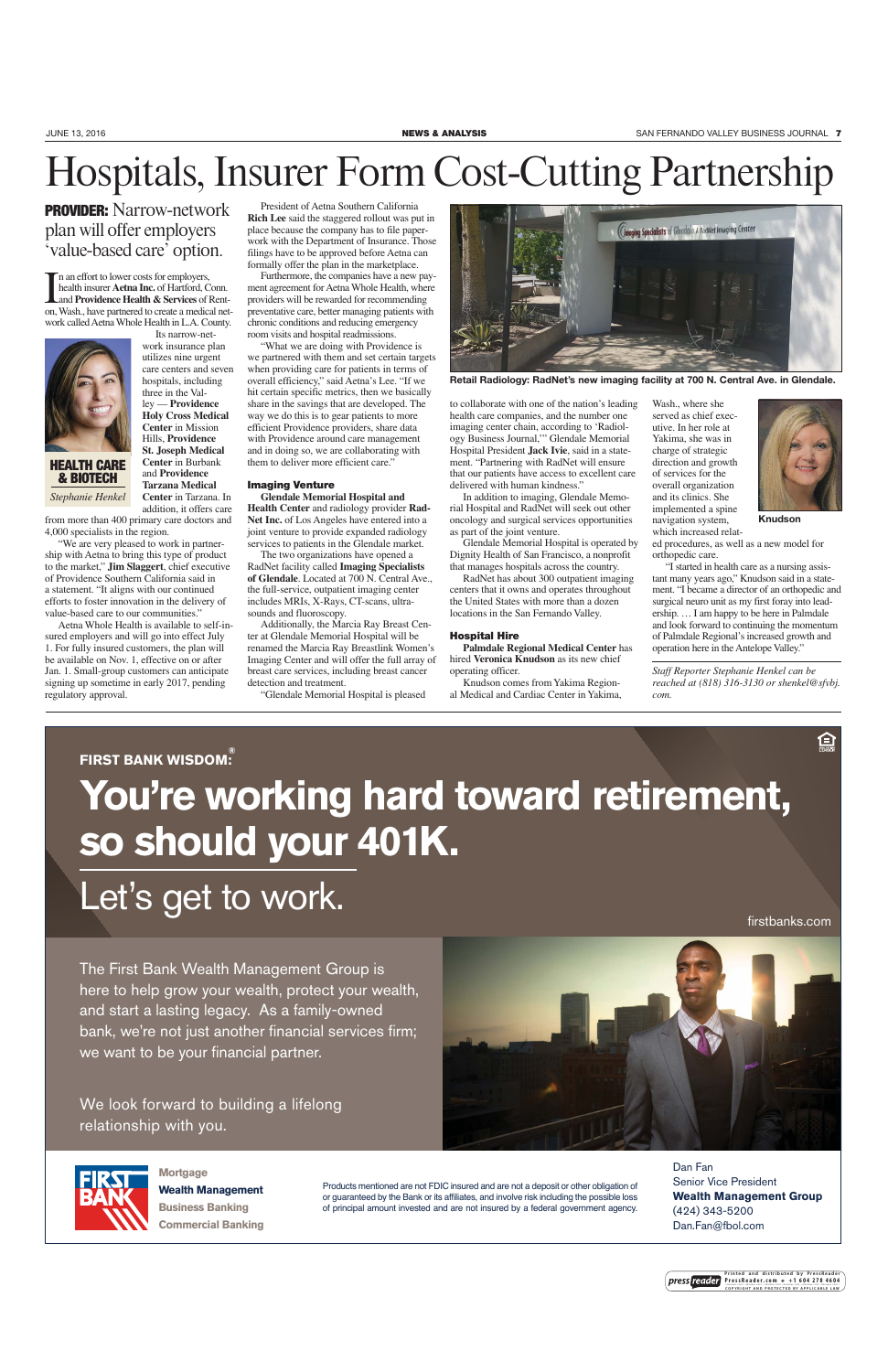# Hospitals, Insurer Form Cost-Cutting Partnership

**PROVIDER:** Narrow-network plan will offer employers 'value-based care' option.

HEALTH CARE & BIOTECH

*Stephanie Henkel*

In an effort to lower costs for employers, health insurer **Aetna Inc.** of Hartford, Conn. and **Providence Health & Services** of Renton, Wash., have partnered to create a medical network called Aetna Whole Health in L.A. County.

Its narrow-network insurance plan utilizes nine urgent care centers and seven hospitals, including three in the Valley — **Providence Holy Cross Medical Center** in Mission Hills, **Providence St. Joseph Medical Center** in Burbank and **Providence Tarzana Medical Center** in Tarzana. In addition, it offers care from more than 400 primary care doctors and 4,000 specialists in the region.

"We are very pleased to work in partnership with Aetna to bring this type of product to the market," **Jim Slaggert**, chief executive of Providence Southern California said in a statement. "It aligns with our continued efforts to foster innovation in the delivery of value-based care to our communities."

Aetna Whole Health is available to self-insured employers and will go into effect July 1. For fully insured customers, the plan will be available on Nov. 1, effective on or after Jan. 1. Small-group customers can anticipate signing up sometime in early 2017, pending regulatory approval.

President of Aetna Southern California **Rich Lee** said the staggered rollout was put in place because the company has to file paperwork with the Department of Insurance. Those filings have to be approved before Aetna can formally offer the plan in the marketplace.

Furthermore, the companies have a new payment agreement for Aetna Whole Health, where providers will be rewarded for recommending preventative care, better managing patients with chronic conditions and reducing emergency room visits and hospital readmissions.

"What we are doing with Providence is we partnered with them and set certain targets when providing care for patients in terms of overall efficiency," said Aetna's Lee. "If we hit certain specific metrics, then we basically share in the savings that are developed. The way we do this is to gear patients to more efficient Providence providers, share data with Providence around care management and in doing so, we are collaborating with them to deliver more efficient care."

### Imaging Venture

**Glendale Memorial Hospital and Health Center** and radiology provider **RadNet Inc.** of Los Angeles have entered into a joint venture to provide expanded radiology services to patients in the Glendale market.

The two organizations have opened a RadNet facility called **Imaging Specialists of Glendale**. Located at 700 N. Central Ave., the first-service, outpatient imaging center includes MRIs, X-Rays, CT-scans, ultrasounds and fluoroscopy.

Additionally, the Marcia Ray Breast Center at Glendale Memorial Hospital will be renamed the Marcia Ray Breastlink Women's Imaging Center and will offer the full array of breast care services, including breast cancer detection and treatment.

"Glendale Memorial Hospital is pleased to collaborate with one of the nation's leading health care companies, and the number one imaging center chain, according to 'Radiology Business Journal,'" Glendale Memorial Hospital President **Jack Ivie**, said in a statement. "Partnering with RadNet will ensure that our patients have access to excellent care delivered with human kindness."

**Retail Radiology:** RadNet's new imaging facility at 700 N. Central Ave. in Glendale.

In addition to imaging, Glendale Memorial Hospital and RadNet will seek out other oncology and surgical services opportunities as part of the joint venture.

Glendale Memorial Hospital is operated by Dignity Health of San Francisco, a nonprofit that manages hospitals across the country.

RadNet has about 300 outpatient imaging centers that it owns and operates throughout the United States with more than a dozen locations in the San Fernando Valley.

### Hospital Hire

**Palmdale Regional Medical Center** has hired **Veronica Knudson** as its new chief operating officer.

Knudson comes from Yakima Regional Medical and Cardiac Center in Yakima, Wash., where she served as chief executive. In her role at Yakima, she was in charge of strategic direction and growth of services for the overall organization and its clinics. She implemented a spine navigation system, which increased related procedures, as well as a new model for orthopedic care.

**Knudson**

"I started in health care as a nursing assistant many years ago," Knudson said in a statement. "I became a director of an orthopedic and surgical neuro unit as my first foray into leadership. … I am happy to be here in Palmdale and look forward to continuing the momentum of Palmdale Regional's increased growth and operation here in the Antelope Valley."

*Staff Reporter Stephanie Henkel can be reached at (818) 316-3130 or shenkel@sfvbj.com.*

---

FIRST BANK WISDOM:®

**You're working hard toward retirement, so should your 401K.**

Let's get to work.

firstbanks.com

The First Bank Wealth Management Group is here to help grow your wealth, protect your wealth, and start a lasting legacy. As a family-owned bank, we're not just another financial services firm; we want to be your financial partner.

We look forward to building a lifelong relationship with you.

FIRST BANK

Mortgage
**Wealth Management**
Business Banking
Commercial Banking

Products mentioned are not FDIC insured and are not a deposit or other obligation of or guaranteed by the Bank or its affiliates, and involve risk including the possible loss of principal amount invested and are not insured by a federal government agency.

Dan Fan
Senior Vice President
**Wealth Management Group**
(424) 343-5200
Dan.Fan@fbol.com